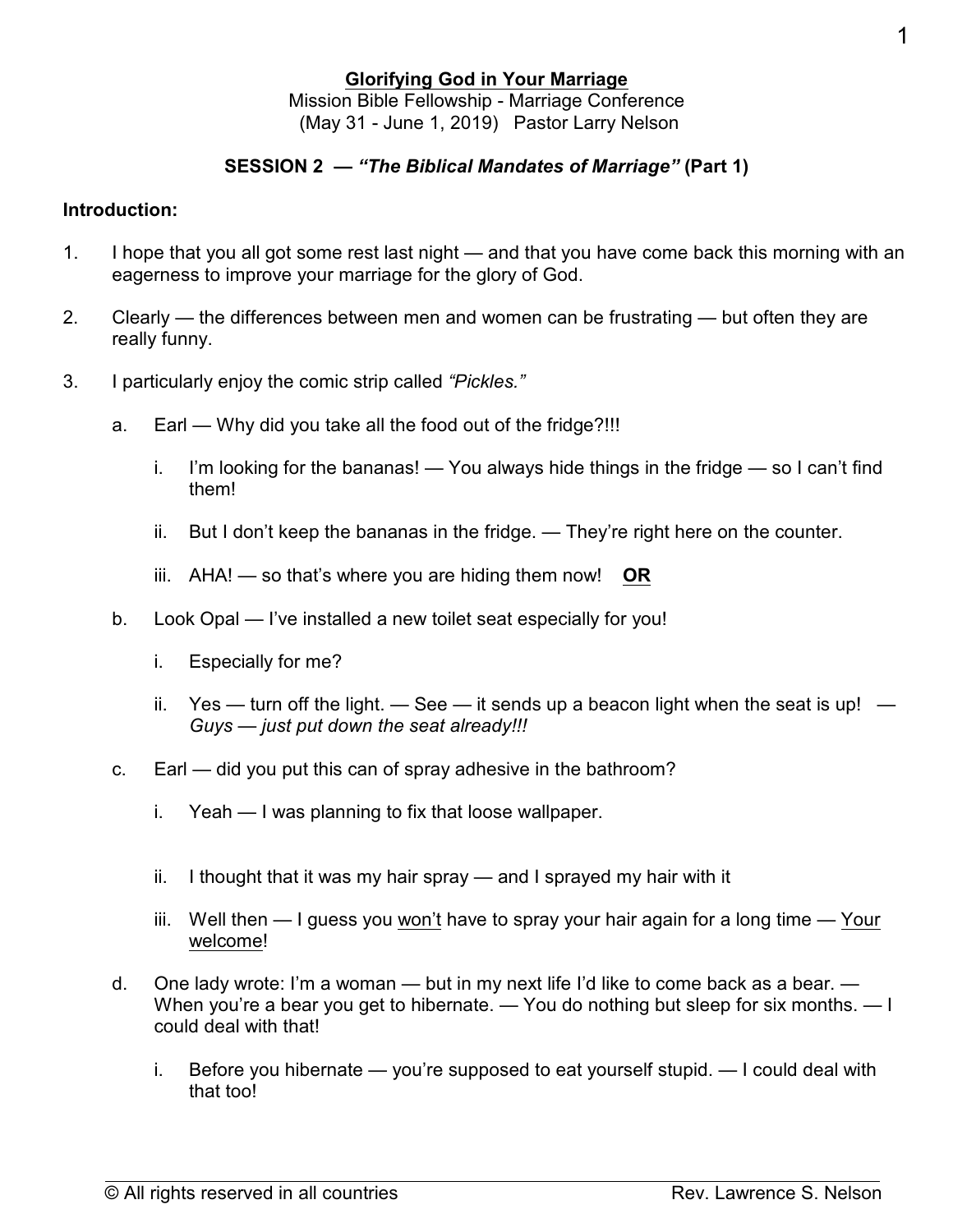**<u>Glorifying God in Your Marriage</u>**

Mission Bible Fellowship - Marriage Conference
(May 31 - June 1, 2019) Pastor Larry Nelson

**SESSION 2 — *"The Biblical Mandates of Marriage"* (Part 1)**

**Introduction:**

1. I hope that you all got some rest last night — and that you have come back this morning with an eagerness to improve your marriage for the glory of God.

2. Clearly — the differences between men and women can be frustrating — but often they are really funny.

3. I particularly enjoy the comic strip called *"Pickles."*

   a. Earl — Why did you take all the food out of the fridge?!!!

      i. I'm looking for the bananas! — You always hide things in the fridge — so I can't find them!

      ii. But I don't keep the bananas in the fridge. — They're right here on the counter.

      iii. AHA! — so that's where you are hiding them now! **<u>OR</u>**

   b. Look Opal — I've installed a new toilet seat especially for you!

      i. Especially for me?

      ii. Yes — turn off the light. — See — it sends up a beacon light when the seat is up! — *Guys — just put down the seat already!!!*

   c. Earl — did you put this can of spray adhesive in the bathroom?

      i. Yeah — I was planning to fix that loose wallpaper.

      ii. I thought that it was my hair spray — and I sprayed my hair with it

      iii. Well then — I guess you <u>won't</u> have to spray your hair again for a long time — <u>Your welcome</u>!

   d. One lady wrote: I'm a woman — but in my next life I'd like to come back as a bear. — When you're a bear you get to hibernate. — You do nothing but sleep for six months. — I could deal with that!

      i. Before you hibernate — you're supposed to eat yourself stupid. — I could deal with that too!

© All rights reserved in all countries — Rev. Lawrence S. Nelson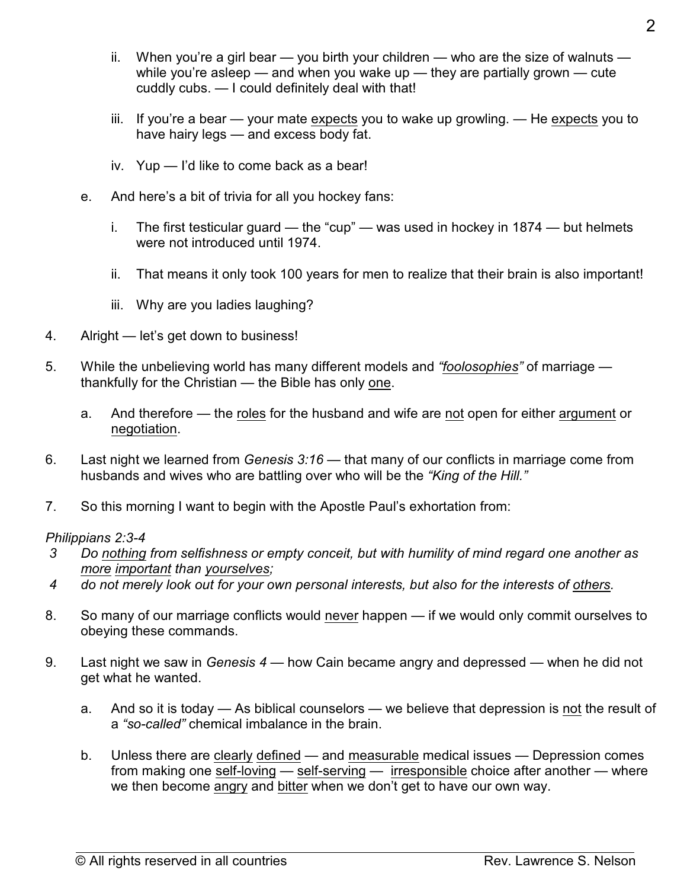ii. When you're a girl bear — you birth your children — who are the size of walnuts — while you're asleep — and when you wake up — they are partially grown — cute cuddly cubs. — I could definitely deal with that!

   iii. If you're a bear — your mate <u>expects</u> you to wake up growling. — He <u>expects</u> you to have hairy legs — and excess body fat.

   iv. Yup — I'd like to come back as a bear!

e. And here's a bit of trivia for all you hockey fans:

   i. The first testicular guard — the "cup" — was used in hockey in 1874 — but helmets were not introduced until 1974.

   ii. That means it only took 100 years for men to realize that their brain is also important!

   iii. Why are you ladies laughing?

4. Alright — let's get down to business!

5. While the unbelieving world has many different models and *"<u>foolosophies</u>"* of marriage — thankfully for the Christian — the Bible has only <u>one</u>.

   a. And therefore — the <u>roles</u> for the husband and wife are <u>not</u> open for either <u>argument</u> or <u>negotiation</u>.

6. Last night we learned from *Genesis 3:16* — that many of our conflicts in marriage come from husbands and wives who are battling over who will be the *"King of the Hill."*

7. So this morning I want to begin with the Apostle Paul's exhortation from:

*Philippians 2:3-4*
*3 Do <u>nothing</u> from selfishness or empty conceit, but with humility of mind regard one another as <u>more</u> <u>important</u> than <u>yourselves</u>;*
*4 do not merely look out for your own personal interests, but also for the interests of <u>others</u>.*

8. So many of our marriage conflicts would <u>never</u> happen — if we would only commit ourselves to obeying these commands.

9. Last night we saw in *Genesis 4* — how Cain became angry and depressed — when he did not get what he wanted.

   a. And so it is today — As biblical counselors — we believe that depression is <u>not</u> the result of a *"so-called"* chemical imbalance in the brain.

   b. Unless there are <u>clearly</u> <u>defined</u> — and <u>measurable</u> medical issues — Depression comes from making one <u>self-loving</u> — <u>self-serving</u> — <u>irresponsible</u> choice after another — where we then become <u>angry</u> and <u>bitter</u> when we don't get to have our own way.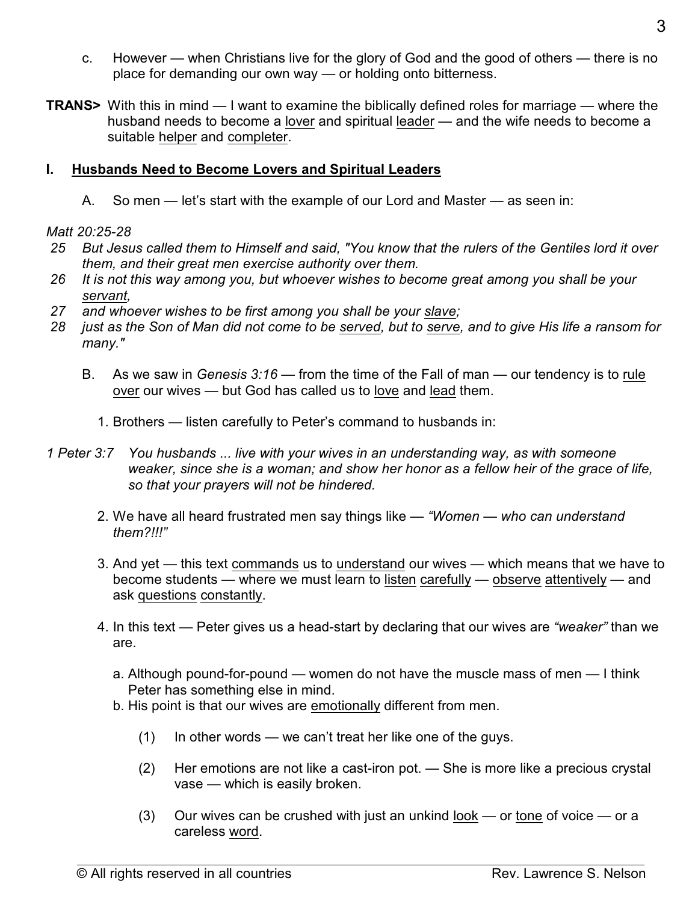c. However — when Christians live for the glory of God and the good of others — there is no place for demanding our own way — or holding onto bitterness.

**TRANS>** With this in mind — I want to examine the biblically defined roles for marriage — where the husband needs to become a <u>lover</u> and spiritual <u>leader</u> — and the wife needs to become a suitable <u>helper</u> and <u>completer</u>.

## I. <u>Husbands Need to Become Lovers and Spiritual Leaders</u>

A. So men — let's start with the example of our Lord and Master — as seen in:

*Matt 20:25-28*

*25 But Jesus called them to Himself and said, "You know that the rulers of the Gentiles lord it over them, and their great men exercise authority over them.*

*26 It is not this way among you, but whoever wishes to become great among you shall be your <u>servant</u>,*

*27 and whoever wishes to be first among you shall be your <u>slave</u>;*

*28 just as the Son of Man did not come to be <u>served</u>, but to <u>serve</u>, and to give His life a ransom for many."*

B. As we saw in *Genesis 3:16* — from the time of the Fall of man — our tendency is to <u>rule over</u> our wives — but God has called us to <u>love</u> and <u>lead</u> them.

1. Brothers — listen carefully to Peter's command to husbands in:

*1 Peter 3:7 You husbands ... live with your wives in an understanding way, as with someone weaker, since she is a woman; and show her honor as a fellow heir of the grace of life, so that your prayers will not be hindered.*

2. We have all heard frustrated men say things like — *"Women — who can understand them?!!!"*

3. And yet — this text <u>commands</u> us to <u>understand</u> our wives — which means that we have to become students — where we must learn to <u>listen</u> <u>carefully</u> — <u>observe</u> <u>attentively</u> — and ask <u>questions</u> <u>constantly</u>.

4. In this text — Peter gives us a head-start by declaring that our wives are *"weaker"* than we are.

a. Although pound-for-pound — women do not have the muscle mass of men — I think Peter has something else in mind.

b. His point is that our wives are <u>emotionally</u> different from men.

(1) In other words — we can't treat her like one of the guys.

(2) Her emotions are not like a cast-iron pot. — She is more like a precious crystal vase — which is easily broken.

(3) Our wives can be crushed with just an unkind <u>look</u> — or <u>tone</u> of voice — or a careless <u>word</u>.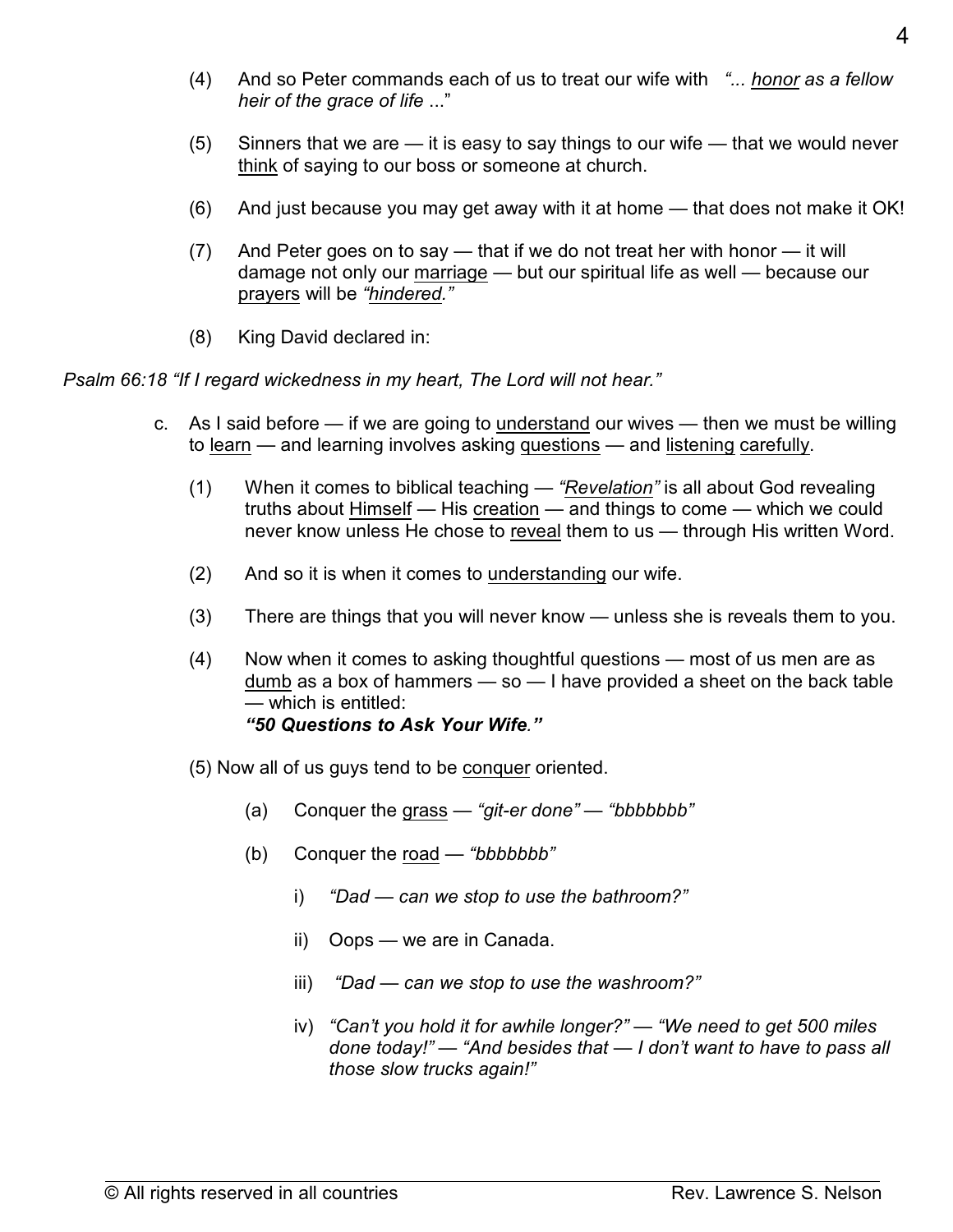(4) And so Peter commands each of us to treat our wife with *"... <u>honor</u> as a fellow heir of the grace of life ..."*

(5) Sinners that we are — it is easy to say things to our wife — that we would never <u>think</u> of saying to our boss or someone at church.

(6) And just because you may get away with it at home — that does not make it OK!

(7) And Peter goes on to say — that if we do not treat her with honor — it will damage not only our <u>marriage</u> — but our spiritual life as well — because our <u>prayers</u> will be *"<u>hindered</u>."*

(8) King David declared in:

*Psalm 66:18 "If I regard wickedness in my heart, The Lord will not hear."*

c. As I said before — if we are going to <u>understand</u> our wives — then we must be willing to <u>learn</u> — and learning involves asking <u>questions</u> — and <u>listening</u> <u>carefully</u>.

(1) When it comes to biblical teaching — *"<u>Revelation</u>"* is all about God revealing truths about <u>Himself</u> — His <u>creation</u> — and things to come — which we could never know unless He chose to <u>reveal</u> them to us — through His written Word.

(2) And so it is when it comes to <u>understanding</u> our wife.

(3) There are things that you will never know — unless she is reveals them to you.

(4) Now when it comes to asking thoughtful questions — most of us men are as <u>dumb</u> as a box of hammers — so — I have provided a sheet on the back table — which is entitled:
***"50 Questions to Ask Your Wife."***

(5) Now all of us guys tend to be <u>conquer</u> oriented.

(a) Conquer the <u>grass</u> — *"git-er done"* — *"bbbbbbb"*

(b) Conquer the <u>road</u> — *"bbbbbbb"*

i) *"Dad — can we stop to use the bathroom?"*

ii) Oops — we are in Canada.

iii) *"Dad — can we stop to use the washroom?"*

iv) *"Can't you hold it for awhile longer?" — "We need to get 500 miles done today!" — "And besides that — I don't want to have to pass all those slow trucks again!"*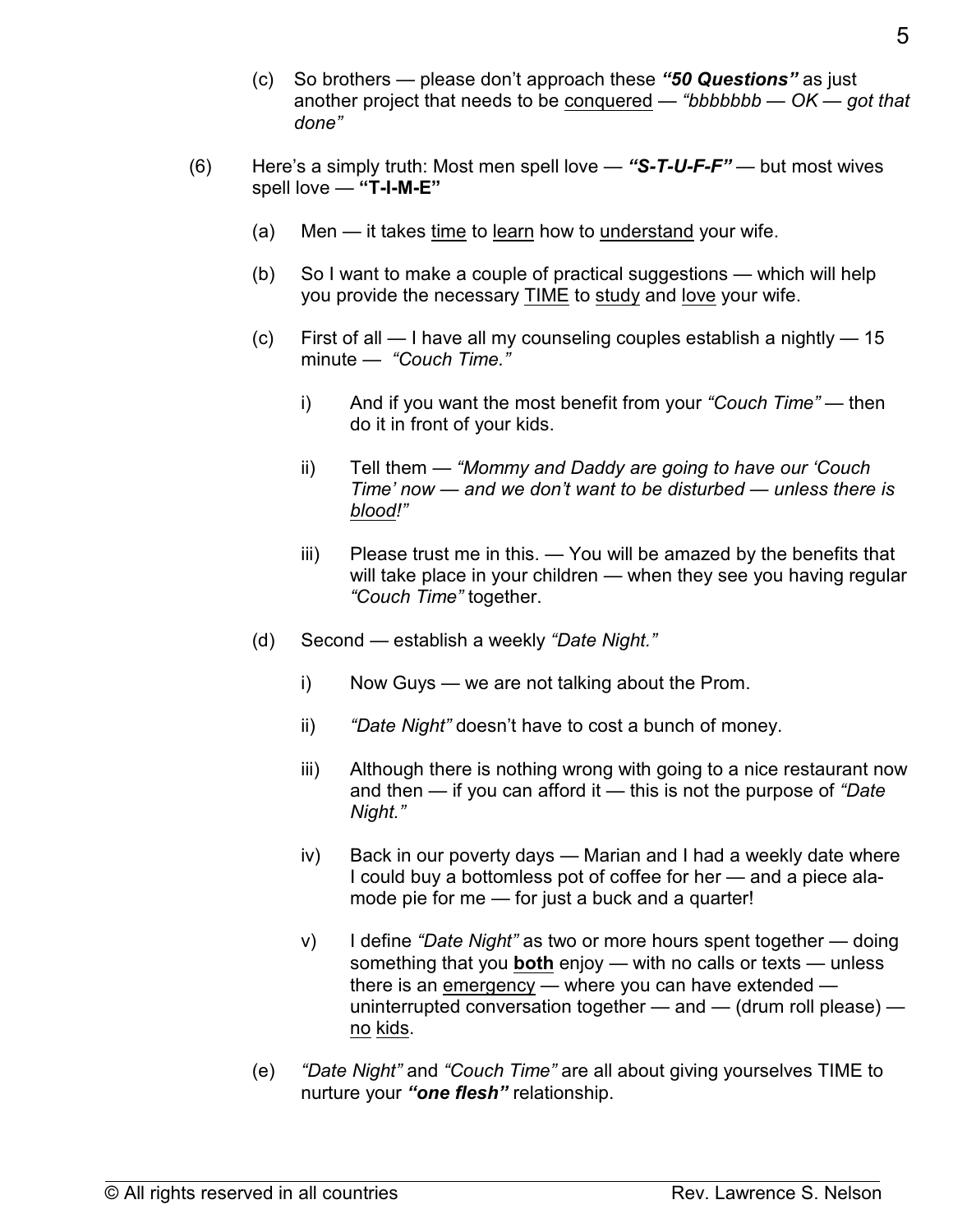(c) So brothers — please don't approach these ***"50 Questions"*** as just another project that needs to be <u>conquered</u> — *"bbbbbbb — OK — got that done"*

(6) Here's a simply truth: Most men spell love — ***"S-T-U-F-F"*** — but most wives spell love — **"T-I-M-E"**

(a) Men — it takes <u>time</u> to <u>learn</u> how to <u>understand</u> your wife.

(b) So I want to make a couple of practical suggestions — which will help you provide the necessary <u>TIME</u> to <u>study</u> and <u>love</u> your wife.

(c) First of all — I have all my counseling couples establish a nightly — 15 minute — *"Couch Time."*

i) And if you want the most benefit from your *"Couch Time"* — then do it in front of your kids.

ii) Tell them — *"Mommy and Daddy are going to have our 'Couch Time' now — and we don't want to be disturbed — unless there is <u>blood</u>!"*

iii) Please trust me in this. — You will be amazed by the benefits that will take place in your children — when they see you having regular *"Couch Time"* together.

(d) Second — establish a weekly *"Date Night."*

i) Now Guys — we are not talking about the Prom.

ii) *"Date Night"* doesn't have to cost a bunch of money.

iii) Although there is nothing wrong with going to a nice restaurant now and then — if you can afford it — this is not the purpose of *"Date Night."*

iv) Back in our poverty days — Marian and I had a weekly date where I could buy a bottomless pot of coffee for her — and a piece ala-mode pie for me — for just a buck and a quarter!

v) I define *"Date Night"* as two or more hours spent together — doing something that you <u>**both**</u> enjoy — with no calls or texts — unless there is an <u>emergency</u> — where you can have extended — uninterrupted conversation together — and — (drum roll please) — <u>no</u> <u>kids</u>.

(e) *"Date Night"* and *"Couch Time"* are all about giving yourselves TIME to nurture your ***"one flesh"*** relationship.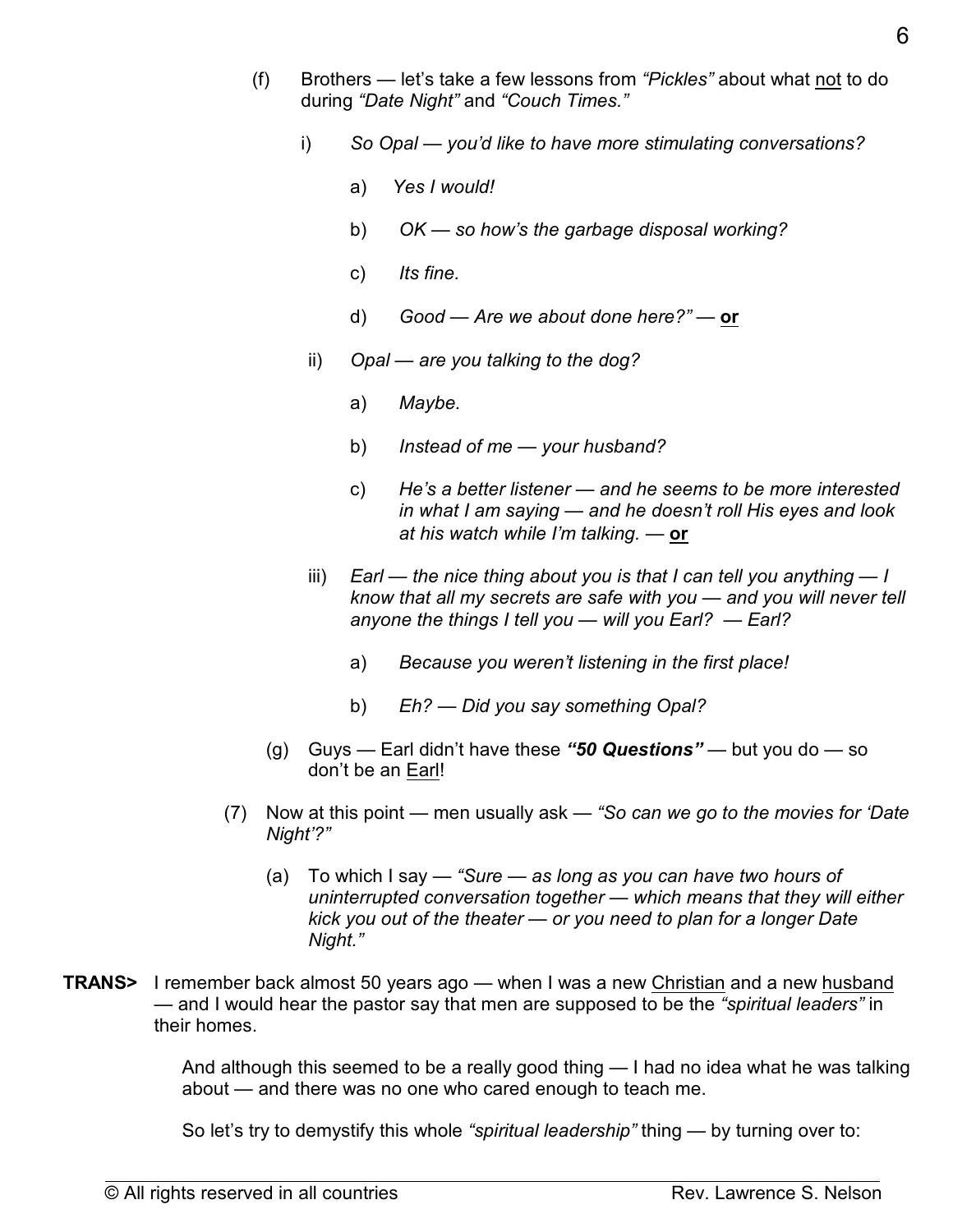(f) Brothers — let's take a few lessons from *"Pickles"* about what <u>not</u> to do during *"Date Night"* and *"Couch Times."*

i) *So Opal — you'd like to have more stimulating conversations?*

a) *Yes I would!*

b) *OK — so how's the garbage disposal working?*

c) *Its fine.*

d) *Good — Are we about done here?"* — **<u>or</u>**

ii) *Opal — are you talking to the dog?*

a) *Maybe.*

b) *Instead of me — your husband?*

c) *He's a better listener — and he seems to be more interested in what I am saying — and he doesn't roll His eyes and look at his watch while I'm talking.* — **<u>or</u>**

iii) *Earl — the nice thing about you is that I can tell you anything — I know that all my secrets are safe with you — and you will never tell anyone the things I tell you — will you Earl? — Earl?*

a) *Because you weren't listening in the first place!*

b) *Eh? — Did you say something Opal?*

(g) Guys — Earl didn't have these ***"50 Questions"*** — but you do — so don't be an <u>Earl</u>!

(7) Now at this point — men usually ask — *"So can we go to the movies for 'Date Night'?"*

(a) To which I say — *"Sure — as long as you can have two hours of uninterrupted conversation together — which means that they will either kick you out of the theater — or you need to plan for a longer Date Night."*

**TRANS>** I remember back almost 50 years ago — when I was a new <u>Christian</u> and a new <u>husband</u> — and I would hear the pastor say that men are supposed to be the *"spiritual leaders"* in their homes.

And although this seemed to be a really good thing — I had no idea what he was talking about — and there was no one who cared enough to teach me.

So let's try to demystify this whole *"spiritual leadership"* thing — by turning over to: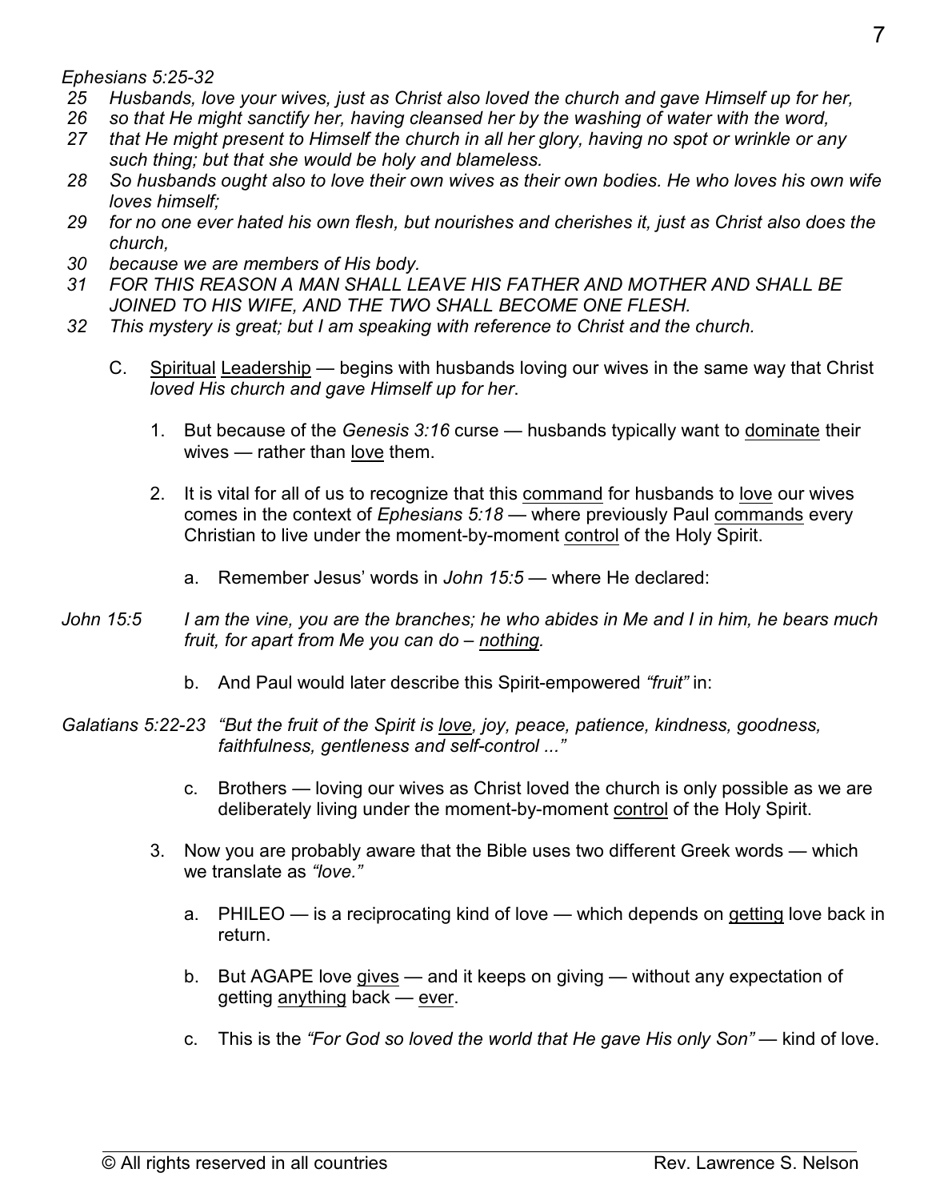*Ephesians 5:25-32*

25 *Husbands, love your wives, just as Christ also loved the church and gave Himself up for her,*
26 *so that He might sanctify her, having cleansed her by the washing of water with the word,*
27 *that He might present to Himself the church in all her glory, having no spot or wrinkle or any such thing; but that she would be holy and blameless.*
28 *So husbands ought also to love their own wives as their own bodies. He who loves his own wife loves himself;*
29 *for no one ever hated his own flesh, but nourishes and cherishes it, just as Christ also does the church,*
30 *because we are members of His body.*
31 *FOR THIS REASON A MAN SHALL LEAVE HIS FATHER AND MOTHER AND SHALL BE JOINED TO HIS WIFE, AND THE TWO SHALL BECOME ONE FLESH.*
32 *This mystery is great; but I am speaking with reference to Christ and the church.*

C. <u>Spiritual</u> <u>Leadership</u> — begins with husbands loving our wives in the same way that Christ *loved His church and gave Himself up for her*.

1. But because of the *Genesis 3:16* curse — husbands typically want to <u>dominate</u> their wives — rather than <u>love</u> them.

2. It is vital for all of us to recognize that this <u>command</u> for husbands to <u>love</u> our wives comes in the context of *Ephesians 5:18* — where previously Paul <u>commands</u> every Christian to live under the moment-by-moment <u>control</u> of the Holy Spirit.

   a. Remember Jesus' words in *John 15:5* — where He declared:

*John 15:5* *I am the vine, you are the branches; he who abides in Me and I in him, he bears much fruit, for apart from Me you can do – <u>nothing</u>.*

   b. And Paul would later describe this Spirit-empowered *"fruit"* in:

*Galatians 5:22-23* *"But the fruit of the Spirit is <u>love</u>, joy, peace, patience, kindness, goodness, faithfulness, gentleness and self-control ..."*

   c. Brothers — loving our wives as Christ loved the church is only possible as we are deliberately living under the moment-by-moment <u>control</u> of the Holy Spirit.

3. Now you are probably aware that the Bible uses two different Greek words — which we translate as *"love."*

   a. PHILEO — is a reciprocating kind of love — which depends on <u>getting</u> love back in return.

   b. But AGAPE love <u>gives</u> — and it keeps on giving — without any expectation of getting <u>anything</u> back — <u>ever</u>.

   c. This is the *"For God so loved the world that He gave His only Son"* — kind of love.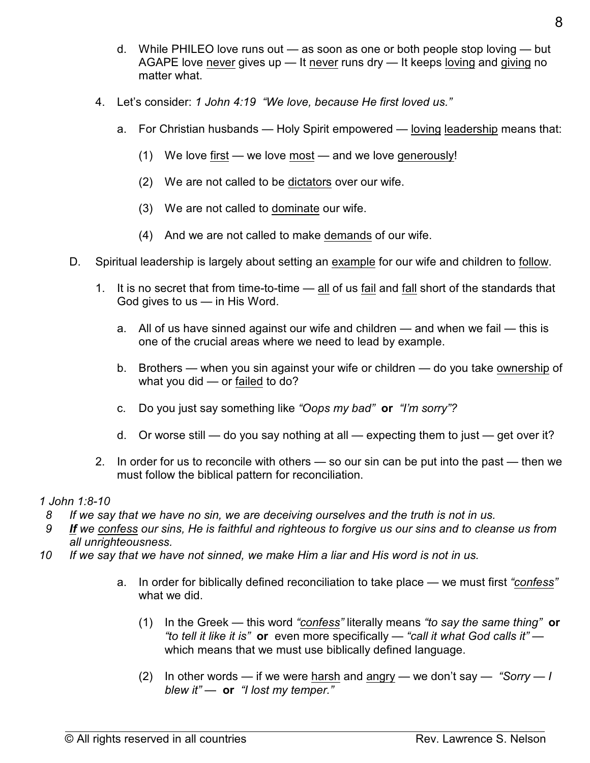d. While PHILEO love runs out — as soon as one or both people stop loving — but AGAPE love <u>never</u> gives up — It <u>never</u> runs dry — It keeps <u>loving</u> and <u>giving</u> no matter what.

4. Let's consider: *1 John 4:19 "We love, because He first loved us."*

   a. For Christian husbands — Holy Spirit empowered — <u>loving</u> <u>leadership</u> means that:

      (1) We love <u>first</u> — we love <u>most</u> — and we love <u>generously</u>!

      (2) We are not called to be <u>dictators</u> over our wife.

      (3) We are not called to <u>dominate</u> our wife.

      (4) And we are not called to make <u>demands</u> of our wife.

D. Spiritual leadership is largely about setting an <u>example</u> for our wife and children to <u>follow</u>.

1. It is no secret that from time-to-time — <u>all</u> of us <u>fail</u> and <u>fall</u> short of the standards that God gives to us — in His Word.

   a. All of us have sinned against our wife and children — and when we fail — this is one of the crucial areas where we need to lead by example.

   b. Brothers — when you sin against your wife or children — do you take <u>ownership</u> of what you did — or <u>failed</u> to do?

   c. Do you just say something like *"Oops my bad"* **or** *"I'm sorry"?*

   d. Or worse still — do you say nothing at all — expecting them to just — get over it?

2. In order for us to reconcile with others — so our sin can be put into the past — then we must follow the biblical pattern for reconciliation.

*1 John 1:8-10*

*8 If we say that we have no sin, we are deceiving ourselves and the truth is not in us.*

*9 <u>**If**</u> we <u>confess</u> our sins, He is faithful and righteous to forgive us our sins and to cleanse us from all unrighteousness.*

*10 If we say that we have not sinned, we make Him a liar and His word is not in us.*

   a. In order for biblically defined reconciliation to take place — we must first *"<u>confess</u>"* what we did.

      (1) In the Greek — this word *"<u>confess</u>"* literally means *"to say the same thing"* **or** *"to tell it like it is"* **or** even more specifically — *"call it what God calls it"* — which means that we must use biblically defined language.

      (2) In other words — if we were <u>harsh</u> and <u>angry</u> — we don't say — *"Sorry — I blew it"* — **or** *"I lost my temper."*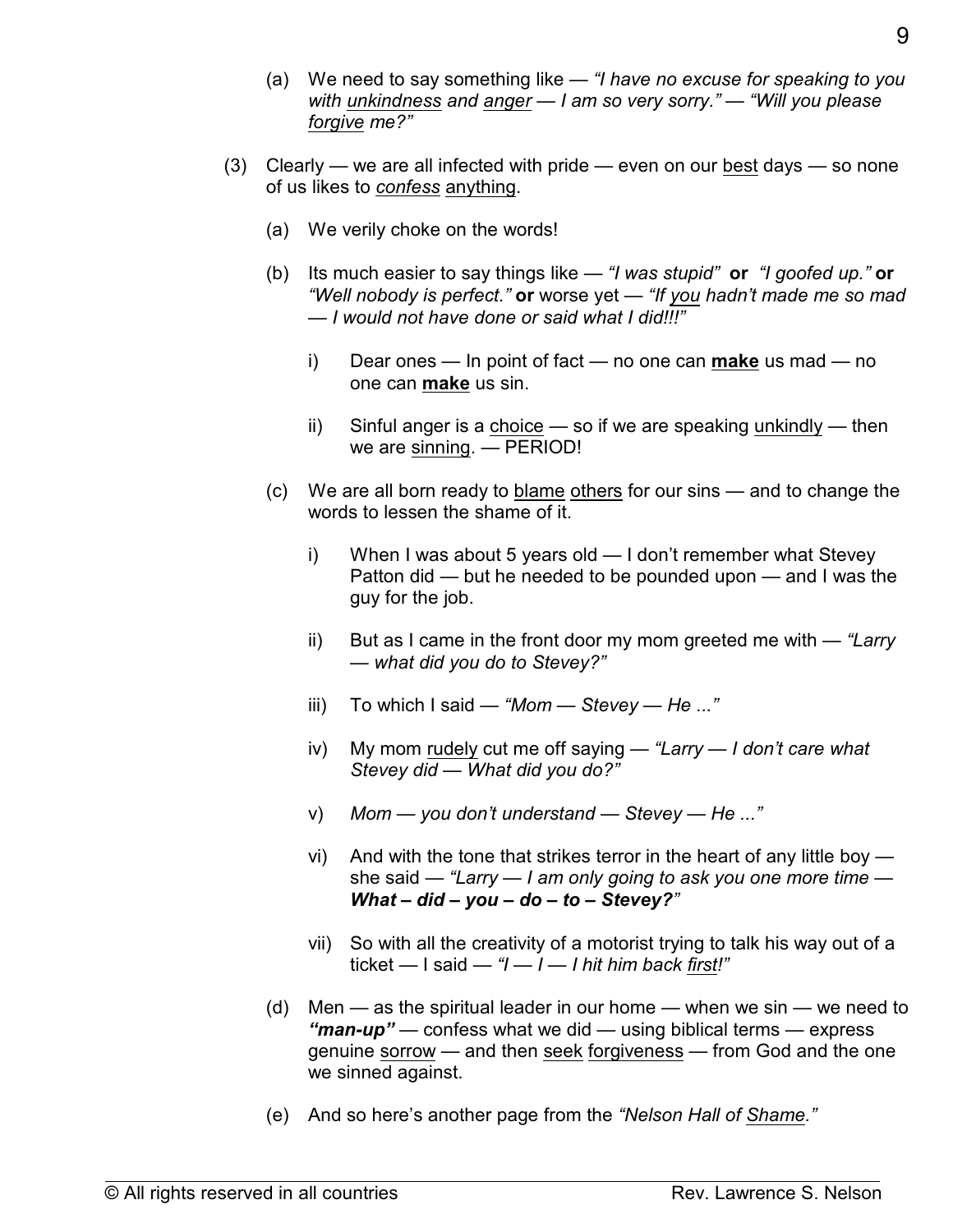(a) We need to say something like — *"I have no excuse for speaking to you with <u>unkindness</u> and <u>anger</u> — I am so very sorry." — "Will you please <u>forgive</u> me?"*

(3) Clearly — we are all infected with pride — even on our <u>best</u> days — so none of us likes to <u>*confess*</u> <u>anything</u>.

(a) We verily choke on the words!

(b) Its much easier to say things like — *"I was stupid"* **or** *"I goofed up."* **or** *"Well nobody is perfect."* **or** worse yet — *"If <u>you</u> hadn't made me so mad — I would not have done or said what I did!!!"*

i) Dear ones — In point of fact — no one can <u>**make**</u> us mad — no one can <u>**make**</u> us sin.

ii) Sinful anger is a <u>choice</u> — so if we are speaking <u>unkindly</u> — then we are <u>sinning</u>. — PERIOD!

(c) We are all born ready to <u>blame</u> <u>others</u> for our sins — and to change the words to lessen the shame of it.

i) When I was about 5 years old — I don't remember what Stevey Patton did — but he needed to be pounded upon — and I was the guy for the job.

ii) But as I came in the front door my mom greeted me with — *"Larry — what did you do to Stevey?"*

iii) To which I said — *"Mom — Stevey — He ..."*

iv) My mom <u>rudely</u> cut me off saying — *"Larry — I don't care what Stevey did — What did you do?"*

v) *Mom — you don't understand — Stevey — He ..."*

vi) And with the tone that strikes terror in the heart of any little boy — she said — *"Larry — I am only going to ask you one more time — **What – did – you – do – to – Stevey?**"*

vii) So with all the creativity of a motorist trying to talk his way out of a ticket — I said — *"I — I — I hit him back <u>first</u>!"*

(d) Men — as the spiritual leader in our home — when we sin — we need to ***"man-up"*** — confess what we did — using biblical terms — express genuine <u>sorrow</u> — and then <u>seek</u> <u>forgiveness</u> — from God and the one we sinned against.

(e) And so here's another page from the *"Nelson Hall of <u>Shame</u>."*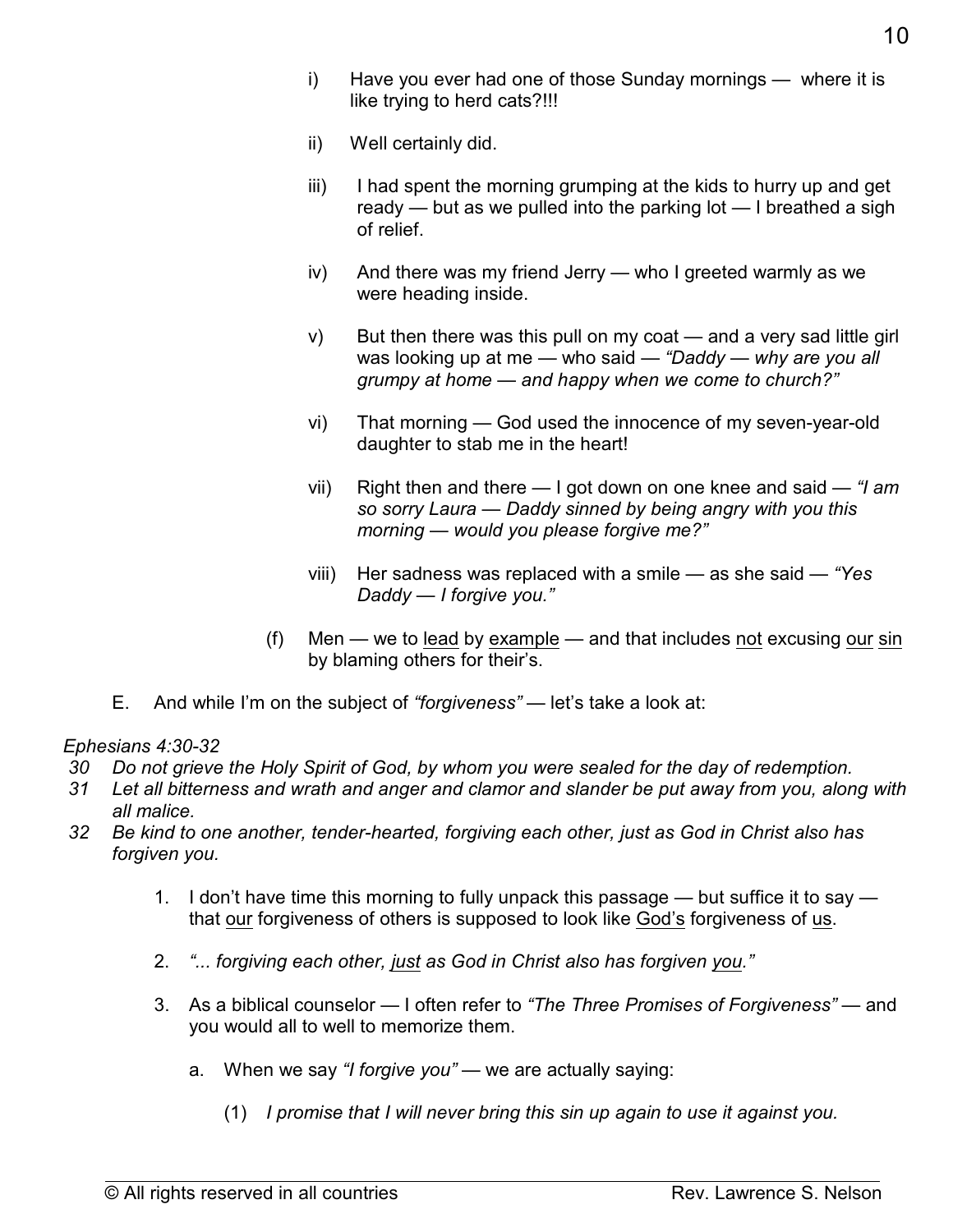i) Have you ever had one of those Sunday mornings — where it is like trying to herd cats?!!!

ii) Well certainly did.

iii) I had spent the morning grumping at the kids to hurry up and get ready — but as we pulled into the parking lot — I breathed a sigh of relief.

iv) And there was my friend Jerry — who I greeted warmly as we were heading inside.

v) But then there was this pull on my coat — and a very sad little girl was looking up at me — who said — *"Daddy — why are you all grumpy at home — and happy when we come to church?"*

vi) That morning — God used the innocence of my seven-year-old daughter to stab me in the heart!

vii) Right then and there — I got down on one knee and said — *"I am so sorry Laura — Daddy sinned by being angry with you this morning — would you please forgive me?"*

viii) Her sadness was replaced with a smile — as she said — *"Yes Daddy — I forgive you."*

(f) Men — we to <u>lead</u> by <u>example</u> — and that includes <u>not</u> excusing <u>our</u> <u>sin</u> by blaming others for their's.

E. And while I'm on the subject of *"forgiveness"* — let's take a look at:

*Ephesians 4:30-32*

*30 Do not grieve the Holy Spirit of God, by whom you were sealed for the day of redemption.*

*31 Let all bitterness and wrath and anger and clamor and slander be put away from you, along with all malice.*

*32 Be kind to one another, tender-hearted, forgiving each other, just as God in Christ also has forgiven you.*

1. I don't have time this morning to fully unpack this passage — but suffice it to say — that <u>our</u> forgiveness of others is supposed to look like <u>God's</u> forgiveness of <u>us</u>.

2. *"... forgiving each other, <u>just</u> as God in Christ also has forgiven <u>you</u>."*

3. As a biblical counselor — I often refer to *"The Three Promises of Forgiveness"* — and you would all to well to memorize them.

   a. When we say *"I forgive you"* — we are actually saying:

      (1) *I promise that I will never bring this sin up again to use it against you.*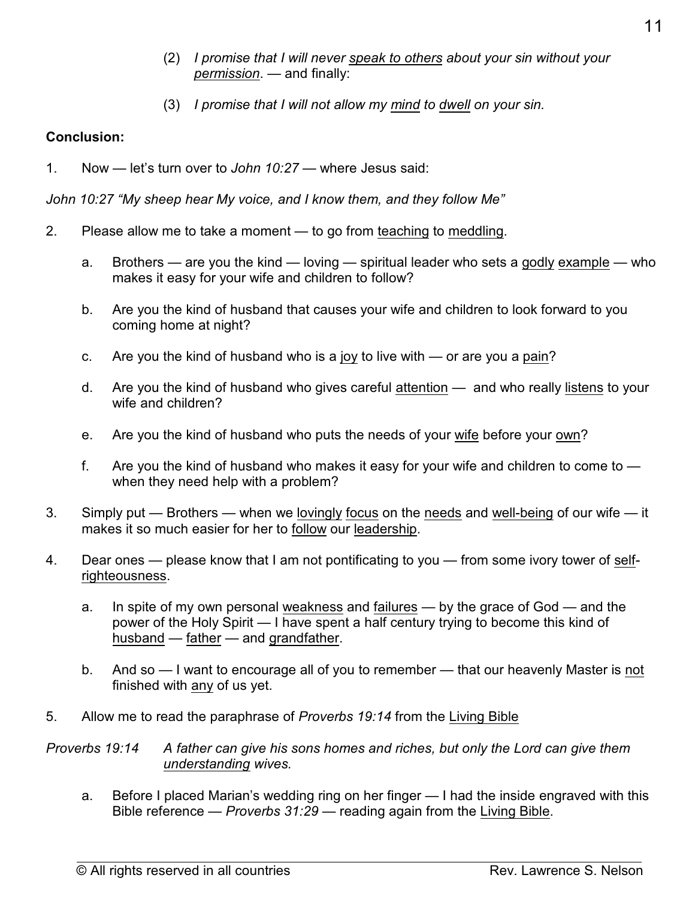(2) *I promise that I will never speak to others about your sin without your permission*. — and finally:

(3) *I promise that I will not allow my mind to dwell on your sin.*

**Conclusion:**

1. Now — let's turn over to *John 10:27* — where Jesus said:

*John 10:27 "My sheep hear My voice, and I know them, and they follow Me"*

2. Please allow me to take a moment — to go from teaching to meddling.

   a. Brothers — are you the kind — loving — spiritual leader who sets a godly example — who makes it easy for your wife and children to follow?

   b. Are you the kind of husband that causes your wife and children to look forward to you coming home at night?

   c. Are you the kind of husband who is a joy to live with — or are you a pain?

   d. Are you the kind of husband who gives careful attention — and who really listens to your wife and children?

   e. Are you the kind of husband who puts the needs of your wife before your own?

   f. Are you the kind of husband who makes it easy for your wife and children to come to — when they need help with a problem?

3. Simply put — Brothers — when we lovingly focus on the needs and well-being of our wife — it makes it so much easier for her to follow our leadership.

4. Dear ones — please know that I am not pontificating to you — from some ivory tower of self-righteousness.

   a. In spite of my own personal weakness and failures — by the grace of God — and the power of the Holy Spirit — I have spent a half century trying to become this kind of husband — father — and grandfather.

   b. And so — I want to encourage all of you to remember — that our heavenly Master is not finished with any of us yet.

5. Allow me to read the paraphrase of *Proverbs 19:14* from the Living Bible

*Proverbs 19:14 A father can give his sons homes and riches, but only the Lord can give them understanding wives.*

   a. Before I placed Marian's wedding ring on her finger — I had the inside engraved with this Bible reference — *Proverbs 31:29* — reading again from the Living Bible.

© All rights reserved in all countries Rev. Lawrence S. Nelson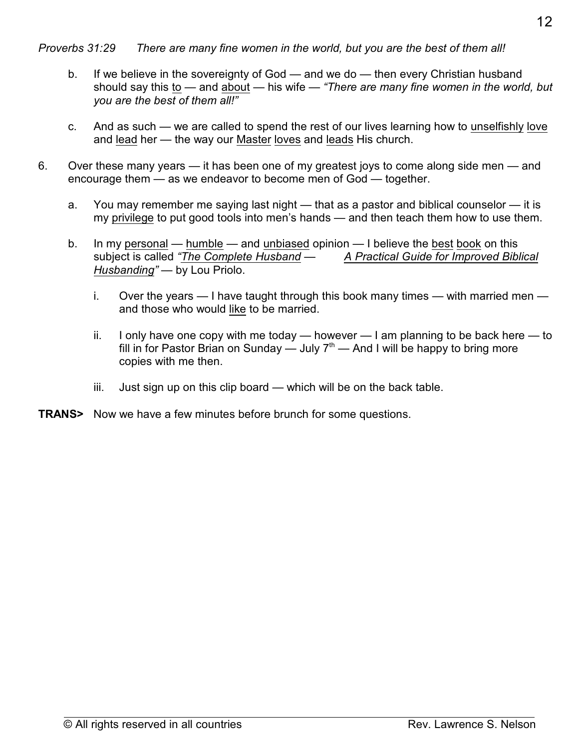*Proverbs 31:29 There are many fine women in the world, but you are the best of them all!*

b. If we believe in the sovereignty of God — and we do — then every Christian husband should say this <u>to</u> — and <u>about</u> — his wife — *"There are many fine women in the world, but you are the best of them all!"*

c. And as such — we are called to spend the rest of our lives learning how to <u>unselfishly</u> <u>love</u> and <u>lead</u> her — the way our <u>Master</u> <u>loves</u> and <u>leads</u> His church.

6. Over these many years — it has been one of my greatest joys to come along side men — and encourage them — as we endeavor to become men of God — together.

   a. You may remember me saying last night — that as a pastor and biblical counselor — it is my <u>privilege</u> to put good tools into men's hands — and then teach them how to use them.

   b. In my <u>personal</u> — <u>humble</u> — and <u>unbiased</u> opinion — I believe the <u>best</u> <u>book</u> on this subject is called *"<u>The Complete Husband</u> — <u>A Practical Guide for Improved Biblical Husbanding</u>"* — by Lou Priolo.

      i. Over the years — I have taught through this book many times — with married men — and those who would <u>like</u> to be married.

      ii. I only have one copy with me today — however — I am planning to be back here — to fill in for Pastor Brian on Sunday — July 7th — And I will be happy to bring more copies with me then.

      iii. Just sign up on this clip board — which will be on the back table.

**TRANS>** Now we have a few minutes before brunch for some questions.